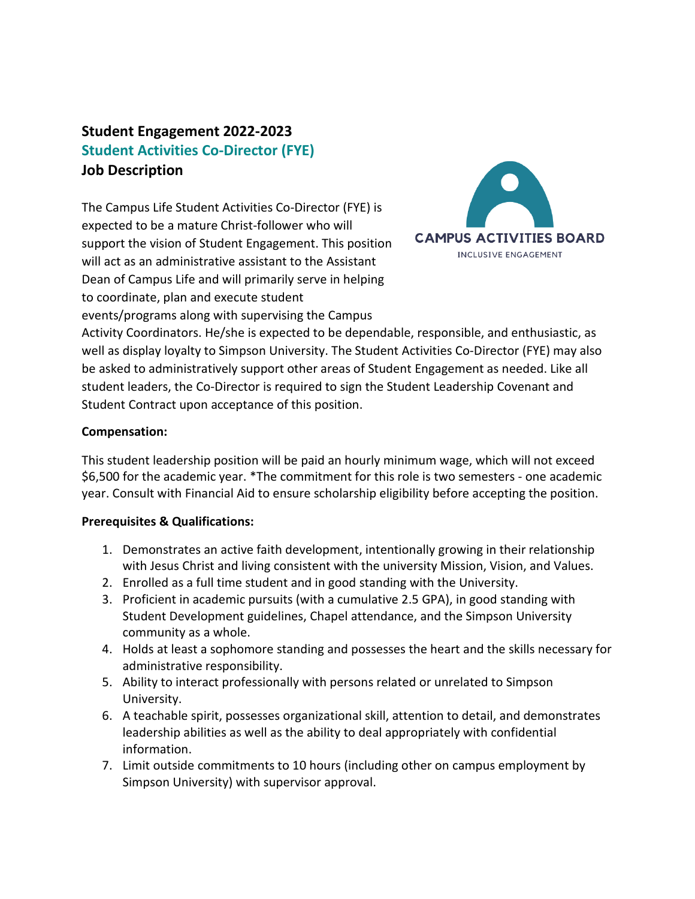# Student Engagement 2022-2023

## Student Activities Co-Director (FYE)

## Job Description

CAMPUS ACTIVITIES BOARD
INCLUSIVE ENGAGEMENT

The Campus Life Student Activities Co-Director (FYE) is expected to be a mature Christ-follower who will support the vision of Student Engagement. This position will act as an administrative assistant to the Assistant Dean of Campus Life and will primarily serve in helping to coordinate, plan and execute student events/programs along with supervising the Campus Activity Coordinators. He/she is expected to be dependable, responsible, and enthusiastic, as well as display loyalty to Simpson University. The Student Activities Co-Director (FYE) may also be asked to administratively support other areas of Student Engagement as needed. Like all student leaders, the Co-Director is required to sign the Student Leadership Covenant and Student Contract upon acceptance of this position.

**Compensation:**

This student leadership position will be paid an hourly minimum wage, which will not exceed $6,500 for the academic year. *The commitment for this role is two semesters - one academic year. Consult with Financial Aid to ensure scholarship eligibility before accepting the position.

**Prerequisites & Qualifications:**

1. Demonstrates an active faith development, intentionally growing in their relationship with Jesus Christ and living consistent with the university Mission, Vision, and Values.
2. Enrolled as a full time student and in good standing with the University.
3. Proficient in academic pursuits (with a cumulative 2.5 GPA), in good standing with Student Development guidelines, Chapel attendance, and the Simpson University community as a whole.
4. Holds at least a sophomore standing and possesses the heart and the skills necessary for administrative responsibility.
5. Ability to interact professionally with persons related or unrelated to Simpson University.
6. A teachable spirit, possesses organizational skill, attention to detail, and demonstrates leadership abilities as well as the ability to deal appropriately with confidential information.
7. Limit outside commitments to 10 hours (including other on campus employment by Simpson University) with supervisor approval.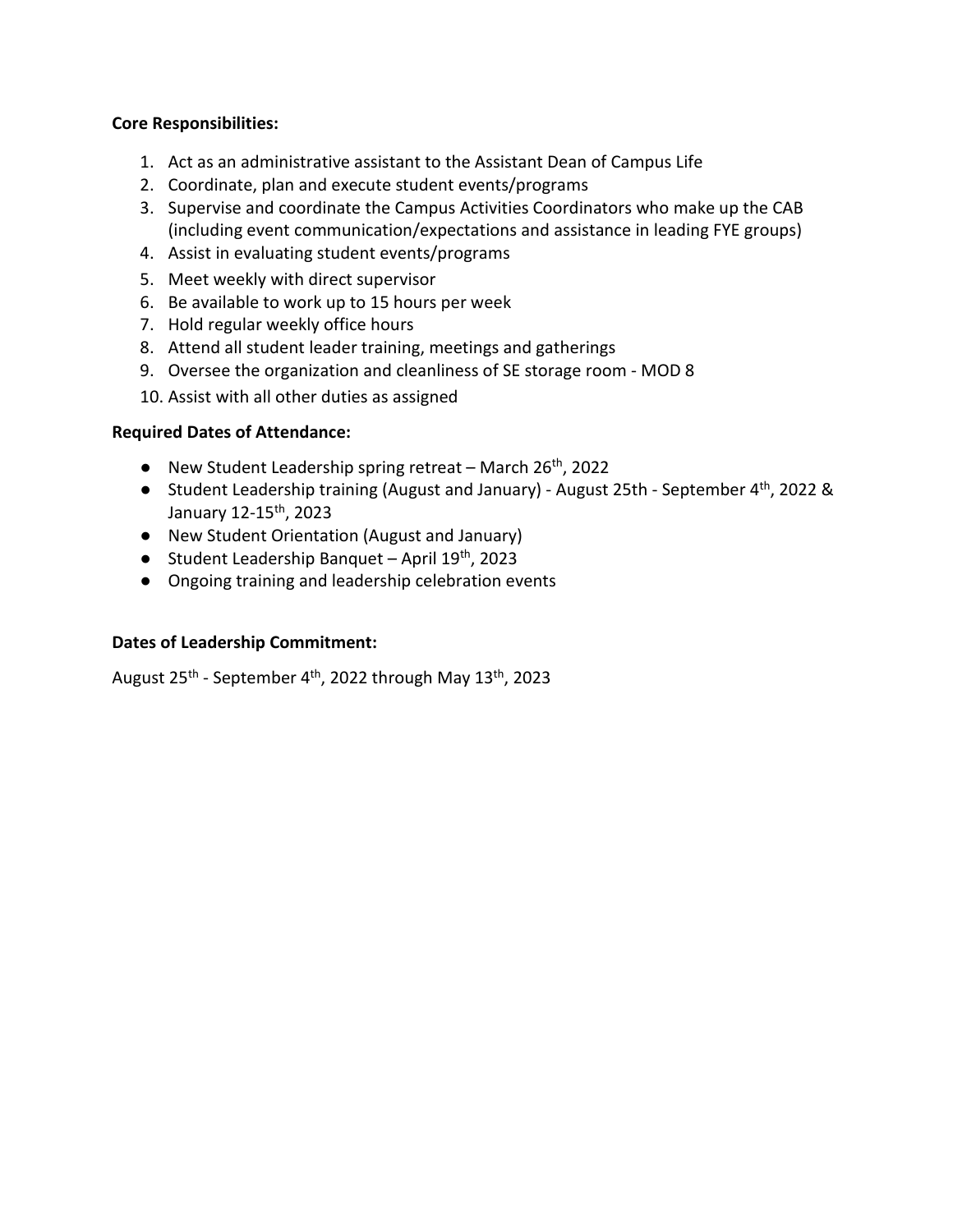**Core Responsibilities:**

1. Act as an administrative assistant to the Assistant Dean of Campus Life
2. Coordinate, plan and execute student events/programs
3. Supervise and coordinate the Campus Activities Coordinators who make up the CAB (including event communication/expectations and assistance in leading FYE groups)
4. Assist in evaluating student events/programs
5. Meet weekly with direct supervisor
6. Be available to work up to 15 hours per week
7. Hold regular weekly office hours
8. Attend all student leader training, meetings and gatherings
9. Oversee the organization and cleanliness of SE storage room - MOD 8
10. Assist with all other duties as assigned

**Required Dates of Attendance:**

- New Student Leadership spring retreat – March 26th, 2022
- Student Leadership training (August and January) - August 25th - September 4th, 2022 & January 12-15th, 2023
- New Student Orientation (August and January)
- Student Leadership Banquet – April 19th, 2023
- Ongoing training and leadership celebration events

**Dates of Leadership Commitment:**

August 25th - September 4th, 2022 through May 13th, 2023